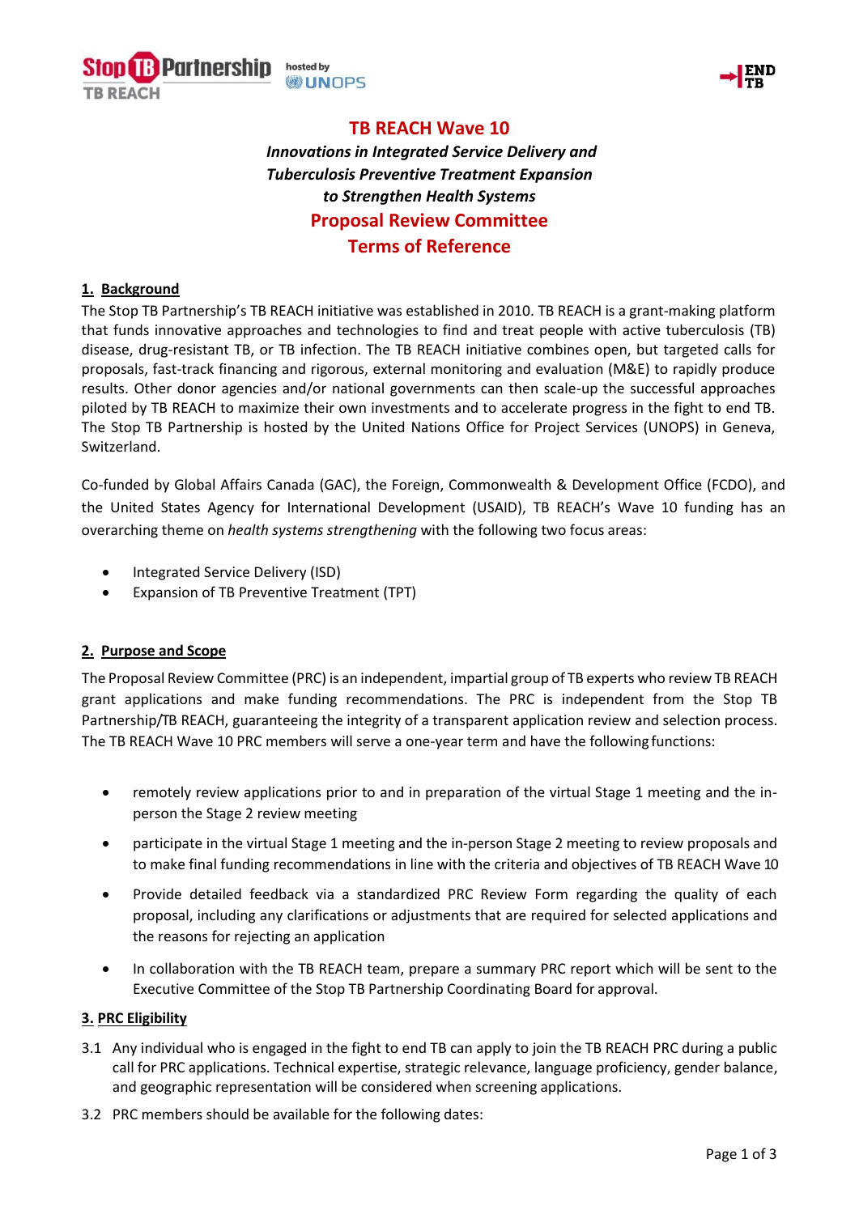# TB REACH Wave 10

***Innovations in Integrated Service Delivery and Tuberculosis Preventive Treatment Expansion to Strengthen Health Systems***

## Proposal Review Committee Terms of Reference

### 1. Background

The Stop TB Partnership's TB REACH initiative was established in 2010. TB REACH is a grant-making platform that funds innovative approaches and technologies to find and treat people with active tuberculosis (TB) disease, drug-resistant TB, or TB infection. The TB REACH initiative combines open, but targeted calls for proposals, fast-track financing and rigorous, external monitoring and evaluation (M&E) to rapidly produce results. Other donor agencies and/or national governments can then scale-up the successful approaches piloted by TB REACH to maximize their own investments and to accelerate progress in the fight to end TB. The Stop TB Partnership is hosted by the United Nations Office for Project Services (UNOPS) in Geneva, Switzerland.

Co-funded by Global Affairs Canada (GAC), the Foreign, Commonwealth & Development Office (FCDO), and the United States Agency for International Development (USAID), TB REACH's Wave 10 funding has an overarching theme on *health systems strengthening* with the following two focus areas:

- Integrated Service Delivery (ISD)
- Expansion of TB Preventive Treatment (TPT)

### 2. Purpose and Scope

The Proposal Review Committee (PRC) is an independent, impartial group of TB experts who review TB REACH grant applications and make funding recommendations. The PRC is independent from the Stop TB Partnership/TB REACH, guaranteeing the integrity of a transparent application review and selection process. The TB REACH Wave 10 PRC members will serve a one-year term and have the following functions:

- remotely review applications prior to and in preparation of the virtual Stage 1 meeting and the in-person the Stage 2 review meeting
- participate in the virtual Stage 1 meeting and the in-person Stage 2 meeting to review proposals and to make final funding recommendations in line with the criteria and objectives of TB REACH Wave 10
- Provide detailed feedback via a standardized PRC Review Form regarding the quality of each proposal, including any clarifications or adjustments that are required for selected applications and the reasons for rejecting an application
- In collaboration with the TB REACH team, prepare a summary PRC report which will be sent to the Executive Committee of the Stop TB Partnership Coordinating Board for approval.

### 3. PRC Eligibility

3.1 Any individual who is engaged in the fight to end TB can apply to join the TB REACH PRC during a public call for PRC applications. Technical expertise, strategic relevance, language proficiency, gender balance, and geographic representation will be considered when screening applications.

3.2 PRC members should be available for the following dates: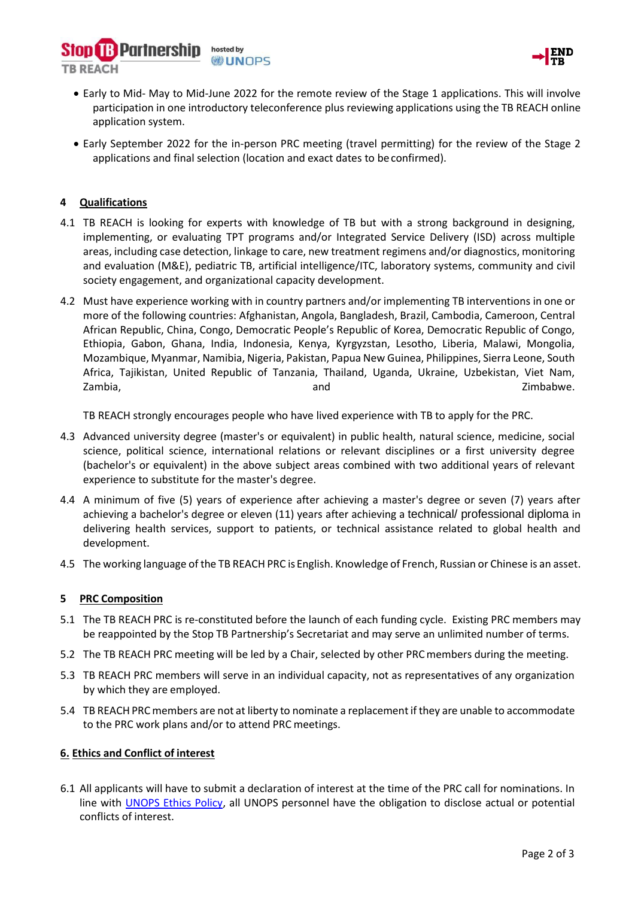- Early to Mid- May to Mid-June 2022 for the remote review of the Stage 1 applications. This will involve participation in one introductory teleconference plus reviewing applications using the TB REACH online application system.
- Early September 2022 for the in-person PRC meeting (travel permitting) for the review of the Stage 2 applications and final selection (location and exact dates to be confirmed).

## 4 Qualifications

4.1 TB REACH is looking for experts with knowledge of TB but with a strong background in designing, implementing, or evaluating TPT programs and/or Integrated Service Delivery (ISD) across multiple areas, including case detection, linkage to care, new treatment regimens and/or diagnostics, monitoring and evaluation (M&E), pediatric TB, artificial intelligence/ITC, laboratory systems, community and civil society engagement, and organizational capacity development.

4.2 Must have experience working with in country partners and/or implementing TB interventions in one or more of the following countries: Afghanistan, Angola, Bangladesh, Brazil, Cambodia, Cameroon, Central African Republic, China, Congo, Democratic People's Republic of Korea, Democratic Republic of Congo, Ethiopia, Gabon, Ghana, India, Indonesia, Kenya, Kyrgyzstan, Lesotho, Liberia, Malawi, Mongolia, Mozambique, Myanmar, Namibia, Nigeria, Pakistan, Papua New Guinea, Philippines, Sierra Leone, South Africa, Tajikistan, United Republic of Tanzania, Thailand, Uganda, Ukraine, Uzbekistan, Viet Nam, Zambia, and Zimbabwe.

TB REACH strongly encourages people who have lived experience with TB to apply for the PRC.

4.3 Advanced university degree (master's or equivalent) in public health, natural science, medicine, social science, political science, international relations or relevant disciplines or a first university degree (bachelor's or equivalent) in the above subject areas combined with two additional years of relevant experience to substitute for the master's degree.

4.4 A minimum of five (5) years of experience after achieving a master's degree or seven (7) years after achieving a bachelor's degree or eleven (11) years after achieving a technical/ professional diploma in delivering health services, support to patients, or technical assistance related to global health and development.

4.5 The working language of the TB REACH PRC is English. Knowledge of French, Russian or Chinese is an asset.

## 5 PRC Composition

5.1 The TB REACH PRC is re-constituted before the launch of each funding cycle. Existing PRC members may be reappointed by the Stop TB Partnership's Secretariat and may serve an unlimited number of terms.

5.2 The TB REACH PRC meeting will be led by a Chair, selected by other PRC members during the meeting.

5.3 TB REACH PRC members will serve in an individual capacity, not as representatives of any organization by which they are employed.

5.4 TB REACH PRC members are not at liberty to nominate a replacement if they are unable to accommodate to the PRC work plans and/or to attend PRC meetings.

## 6. Ethics and Conflict of interest

6.1 All applicants will have to submit a declaration of interest at the time of the PRC call for nominations. In line with UNOPS Ethics Policy, all UNOPS personnel have the obligation to disclose actual or potential conflicts of interest.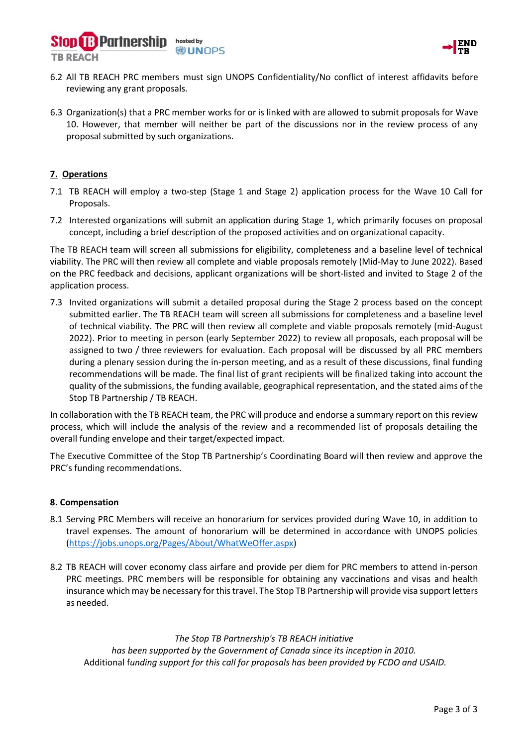6.2 All TB REACH PRC members must sign UNOPS Confidentiality/No conflict of interest affidavits before reviewing any grant proposals.

6.3 Organization(s) that a PRC member works for or is linked with are allowed to submit proposals for Wave 10. However, that member will neither be part of the discussions nor in the review process of any proposal submitted by such organizations.

## 7. Operations

7.1 TB REACH will employ a two-step (Stage 1 and Stage 2) application process for the Wave 10 Call for Proposals.

7.2 Interested organizations will submit an application during Stage 1, which primarily focuses on proposal concept, including a brief description of the proposed activities and on organizational capacity.

The TB REACH team will screen all submissions for eligibility, completeness and a baseline level of technical viability. The PRC will then review all complete and viable proposals remotely (Mid-May to June 2022). Based on the PRC feedback and decisions, applicant organizations will be short-listed and invited to Stage 2 of the application process.

7.3 Invited organizations will submit a detailed proposal during the Stage 2 process based on the concept submitted earlier. The TB REACH team will screen all submissions for completeness and a baseline level of technical viability. The PRC will then review all complete and viable proposals remotely (mid-August 2022). Prior to meeting in person (early September 2022) to review all proposals, each proposal will be assigned to two / three reviewers for evaluation. Each proposal will be discussed by all PRC members during a plenary session during the in-person meeting, and as a result of these discussions, final funding recommendations will be made. The final list of grant recipients will be finalized taking into account the quality of the submissions, the funding available, geographical representation, and the stated aims of the Stop TB Partnership / TB REACH.

In collaboration with the TB REACH team, the PRC will produce and endorse a summary report on this review process, which will include the analysis of the review and a recommended list of proposals detailing the overall funding envelope and their target/expected impact.

The Executive Committee of the Stop TB Partnership's Coordinating Board will then review and approve the PRC's funding recommendations.

## 8. Compensation

8.1 Serving PRC Members will receive an honorarium for services provided during Wave 10, in addition to travel expenses. The amount of honorarium will be determined in accordance with UNOPS policies (https://jobs.unops.org/Pages/About/WhatWeOffer.aspx)

8.2 TB REACH will cover economy class airfare and provide per diem for PRC members to attend in-person PRC meetings. PRC members will be responsible for obtaining any vaccinations and visas and health insurance which may be necessary for this travel. The Stop TB Partnership will provide visa support letters as needed.

*The Stop TB Partnership's TB REACH initiative*
*has been supported by the Government of Canada since its inception in 2010.*
Additional f*unding support for this call for proposals has been provided by FCDO and USAID.*